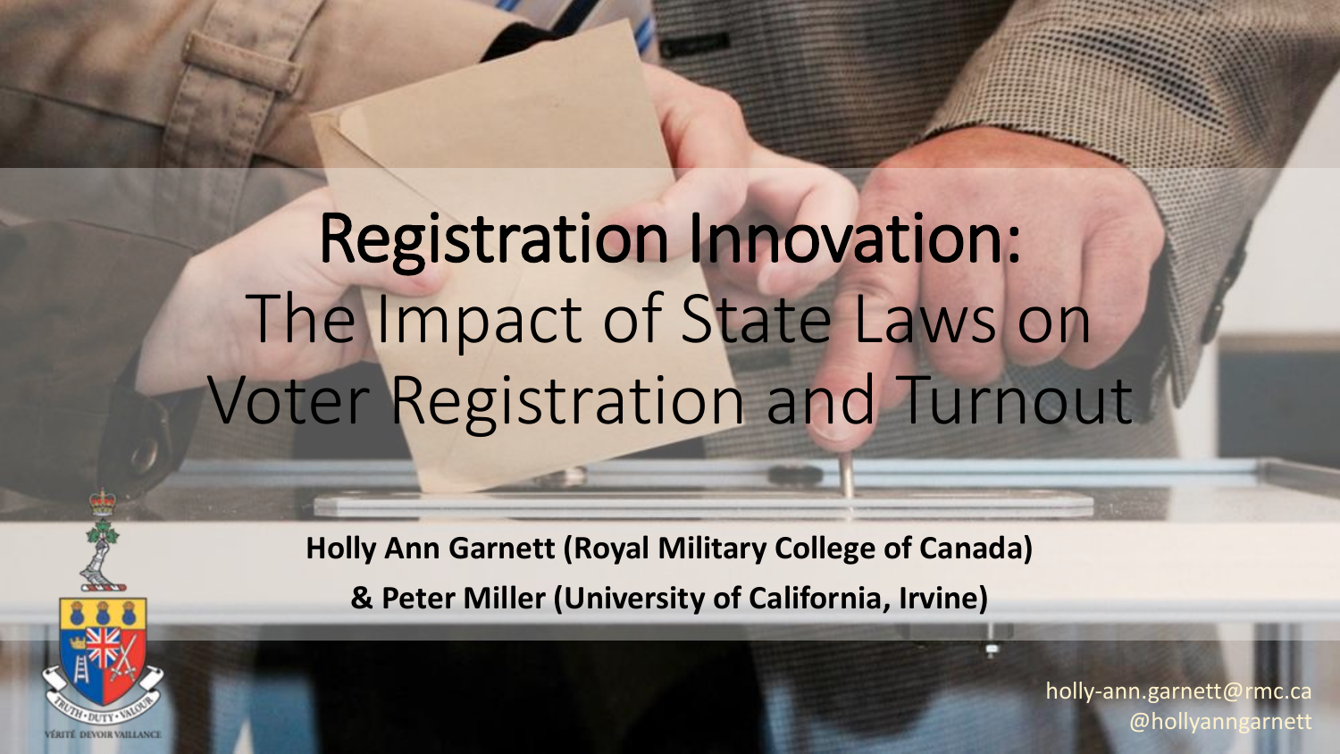# Registration Innovation: The Impact of State Laws on Voter Registration and Turnout

**Holly Ann Garnett (Royal Military College of Canada)**

**& Peter Miller (University of California, Irvine)**

holly-ann.garnett@rmc.ca

@hollyanngarnett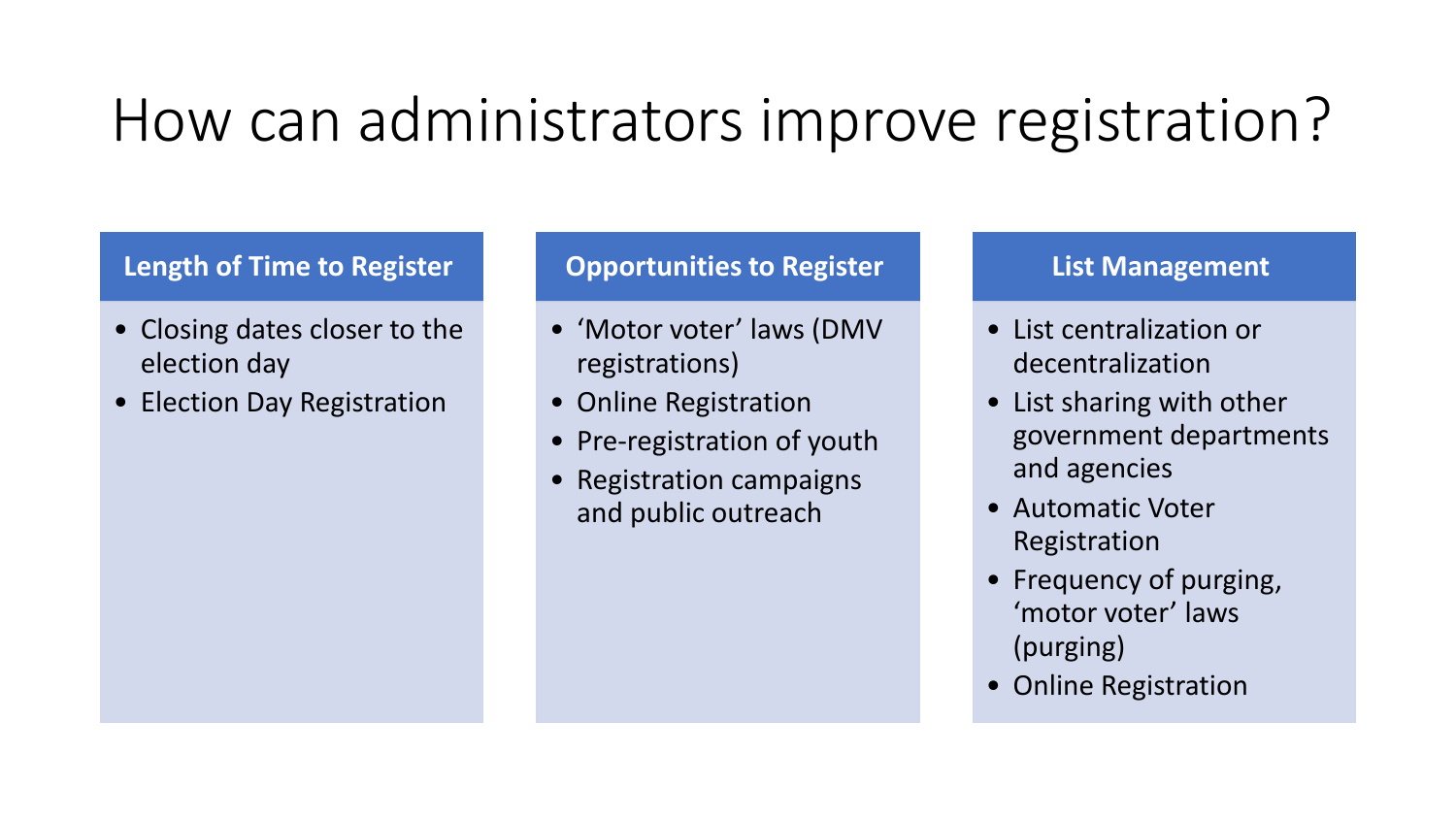# How can administrators improve registration?

## Length of Time to Register

- Closing dates closer to the election day
- Election Day Registration

## Opportunities to Register

- 'Motor voter' laws (DMV registrations)
- Online Registration
- Pre-registration of youth
- Registration campaigns and public outreach

## List Management

- List centralization or decentralization
- List sharing with other government departments and agencies
- Automatic Voter Registration
- Frequency of purging, 'motor voter' laws (purging)
- Online Registration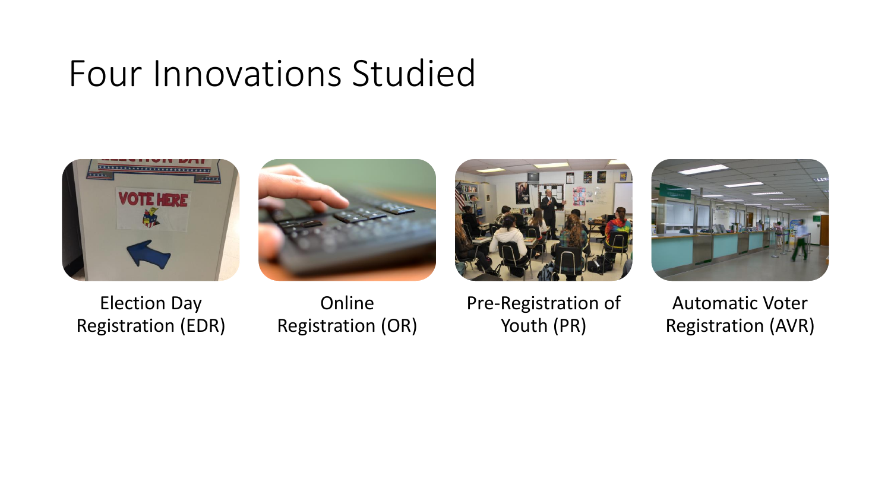# Four Innovations Studied

- Election Day Registration (EDR)
- Online Registration (OR)
- Pre-Registration of Youth (PR)
- Automatic Voter Registration (AVR)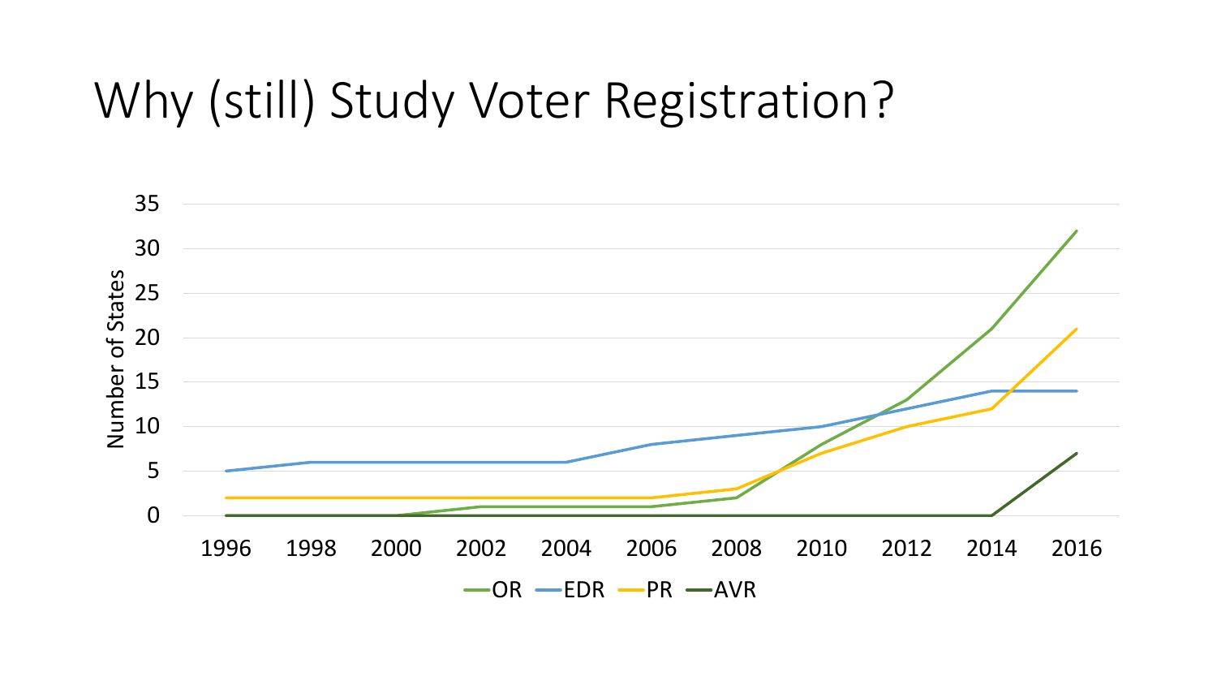# Why (still) Study Voter Registration?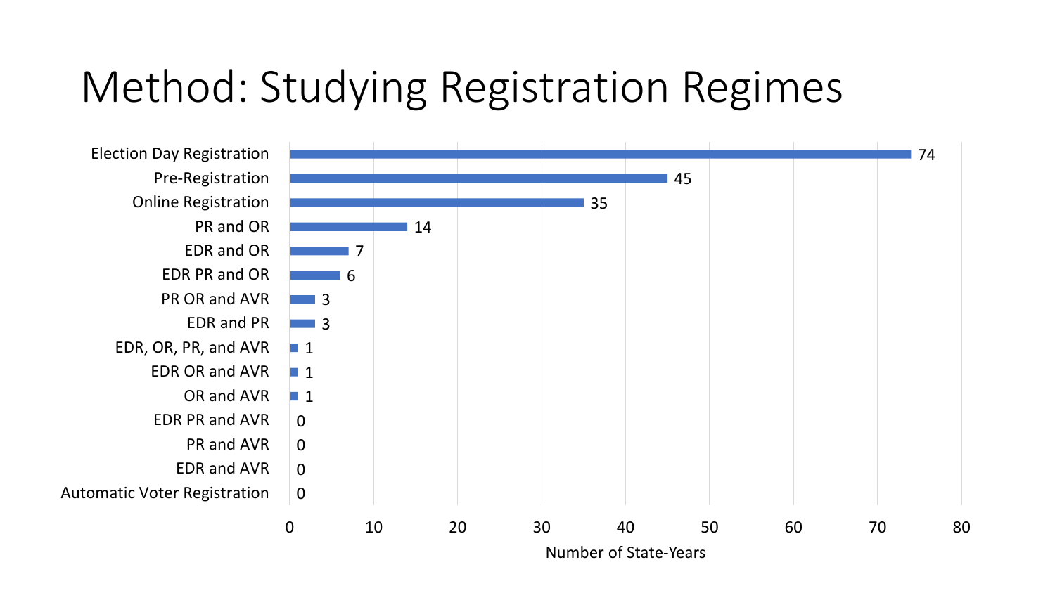# Method: Studying Registration Regimes

| Registration Regime | Number of State-Years |
| --- | --- |
| Election Day Registration | 74 |
| Pre-Registration | 45 |
| Online Registration | 35 |
| PR and OR | 14 |
| EDR and OR | 7 |
| EDR PR and OR | 6 |
| PR OR and AVR | 3 |
| EDR and PR | 3 |
| EDR, OR, PR, and AVR | 1 |
| EDR OR and AVR | 1 |
| OR and AVR | 1 |
| EDR PR and AVR | 0 |
| PR and AVR | 0 |
| EDR and AVR | 0 |
| Automatic Voter Registration | 0 |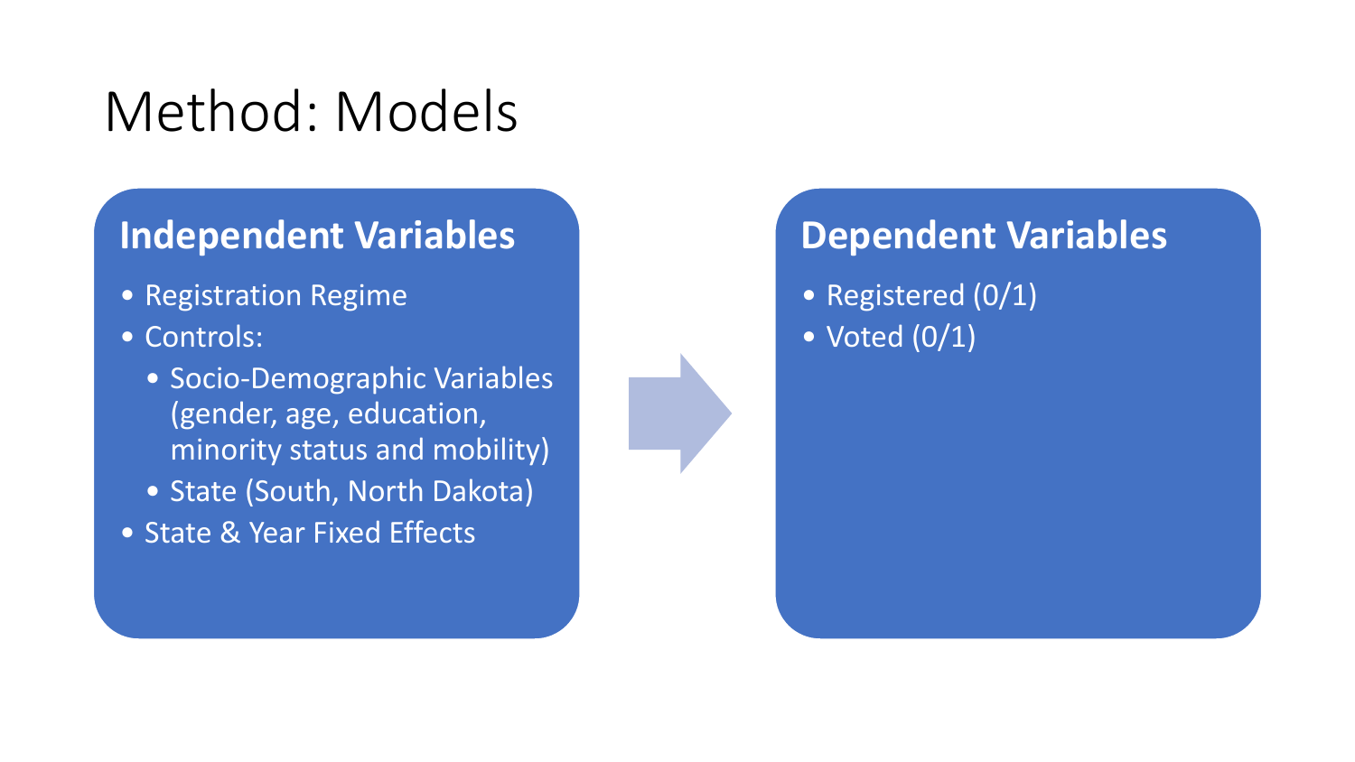# Method: Models

## Independent Variables

- Registration Regime
- Controls:
  - Socio-Demographic Variables (gender, age, education, minority status and mobility)
  - State (South, North Dakota)
- State & Year Fixed Effects

## Dependent Variables

- Registered (0/1)
- Voted (0/1)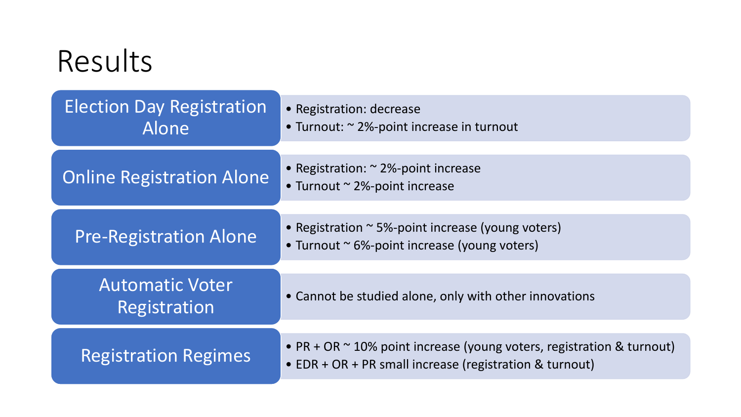# Results

## Election Day Registration Alone

- Registration: decrease
- Turnout: ~ 2%-point increase in turnout

## Online Registration Alone

- Registration: ~ 2%-point increase
- Turnout ~ 2%-point increase

## Pre-Registration Alone

- Registration ~ 5%-point increase (young voters)
- Turnout ~ 6%-point increase (young voters)

## Automatic Voter Registration

- Cannot be studied alone, only with other innovations

## Registration Regimes

- PR + OR ~ 10% point increase (young voters, registration & turnout)
- EDR + OR + PR small increase (registration & turnout)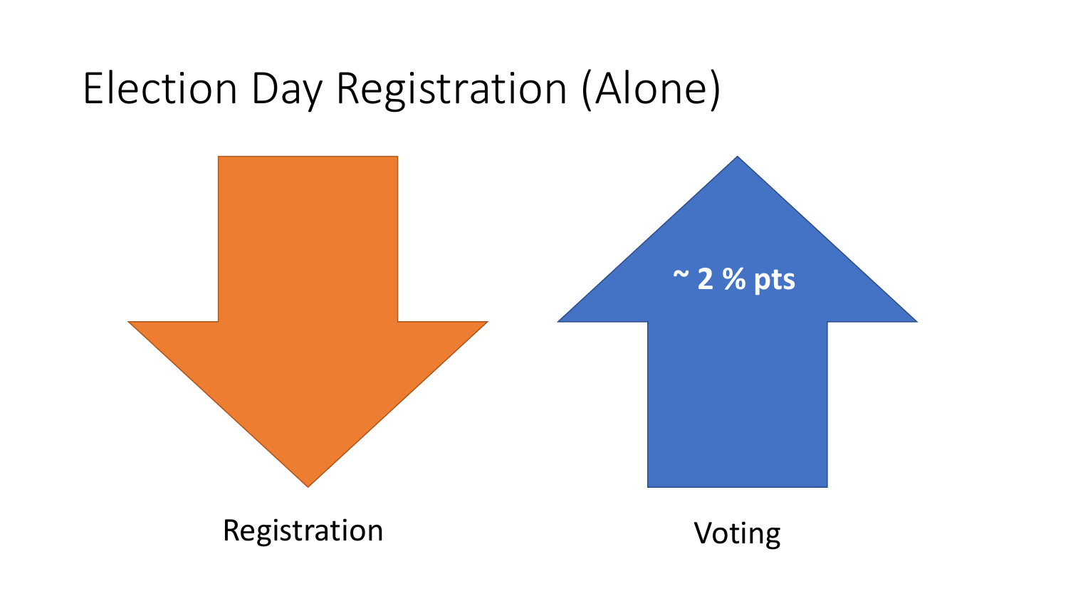# Election Day Registration (Alone)

~ 2 % pts

Registration

Voting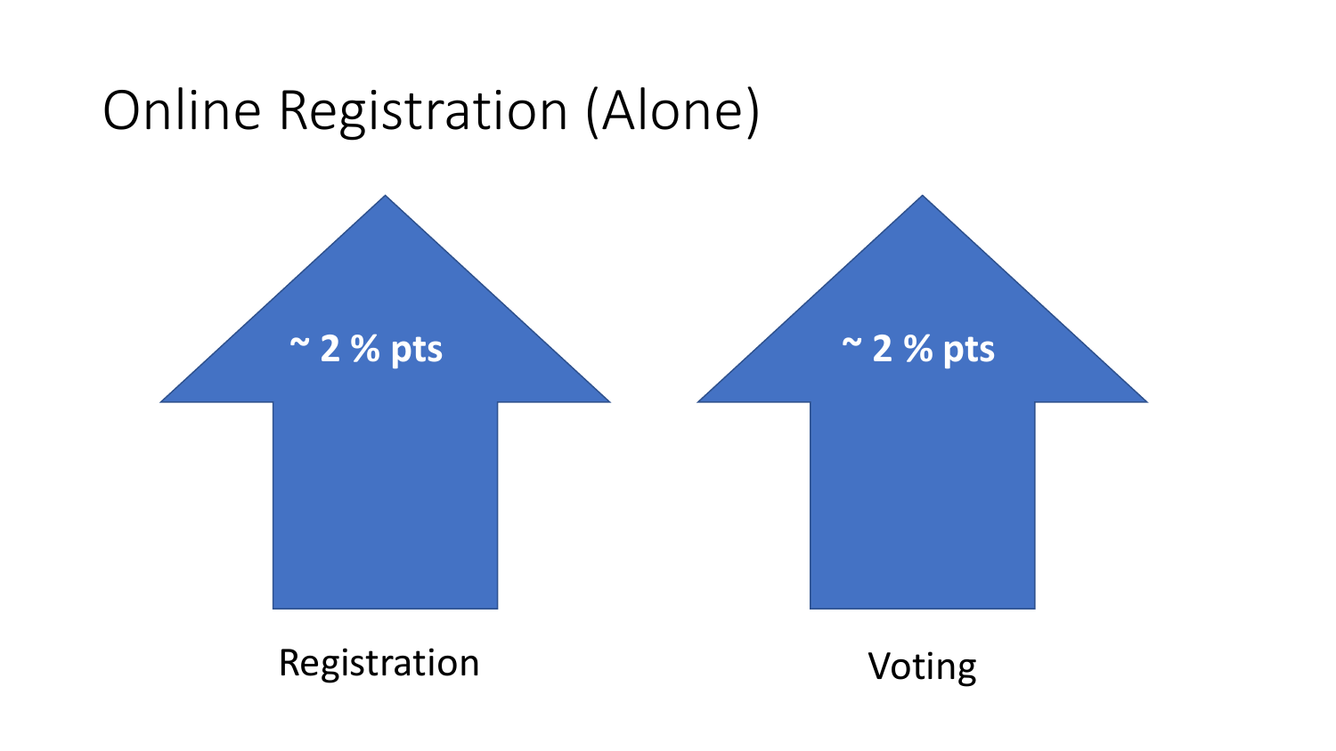# Online Registration (Alone)

~ 2 % pts

Registration

~ 2 % pts

Voting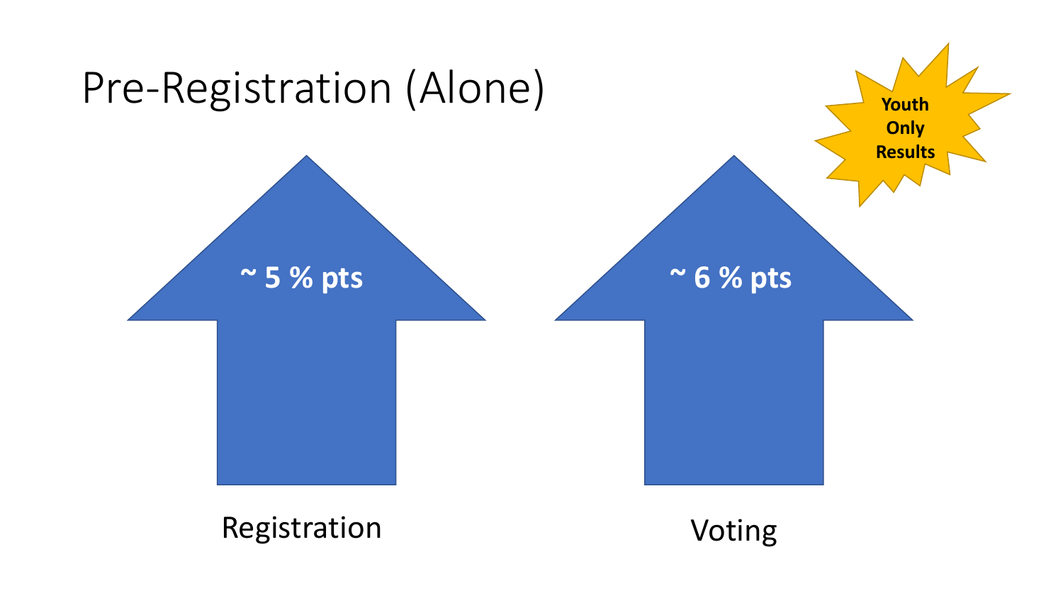# Pre-Registration (Alone)

**Youth Only Results**

**~ 5 % pts**

Registration

**~ 6 % pts**

Voting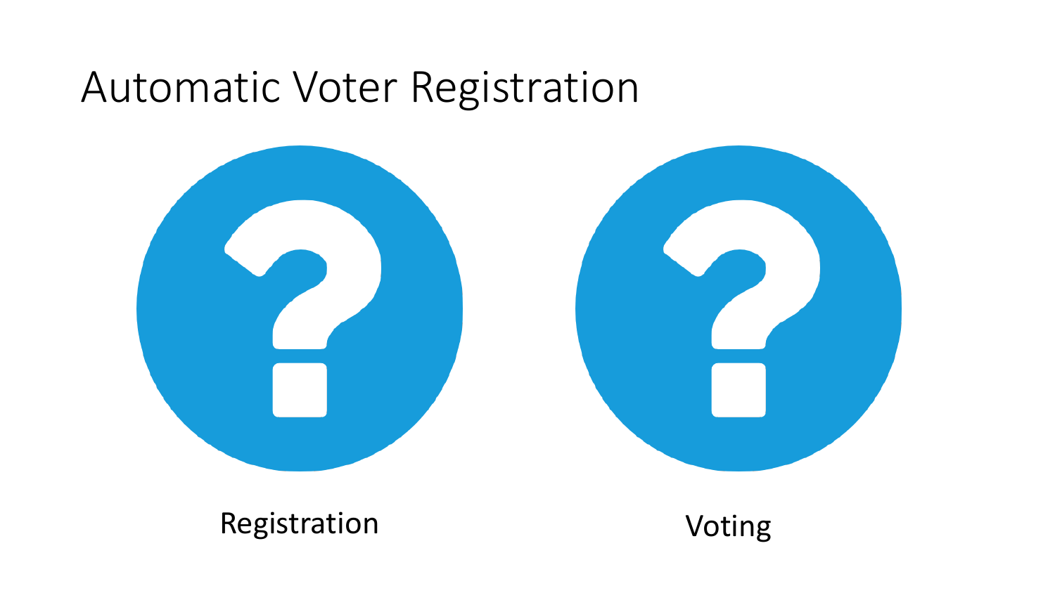# Automatic Voter Registration

Registration

Voting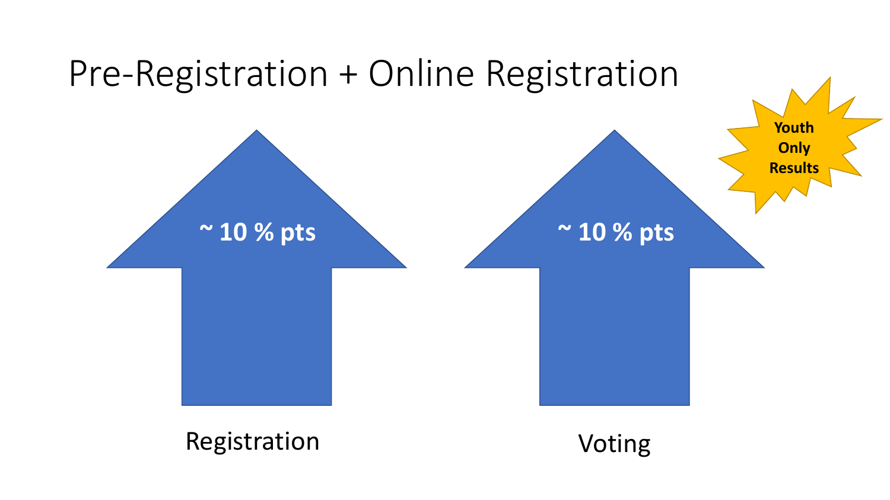# Pre-Registration + Online Registration

**Youth Only Results**

**~ 10 % pts**

Registration

**~ 10 % pts**

Voting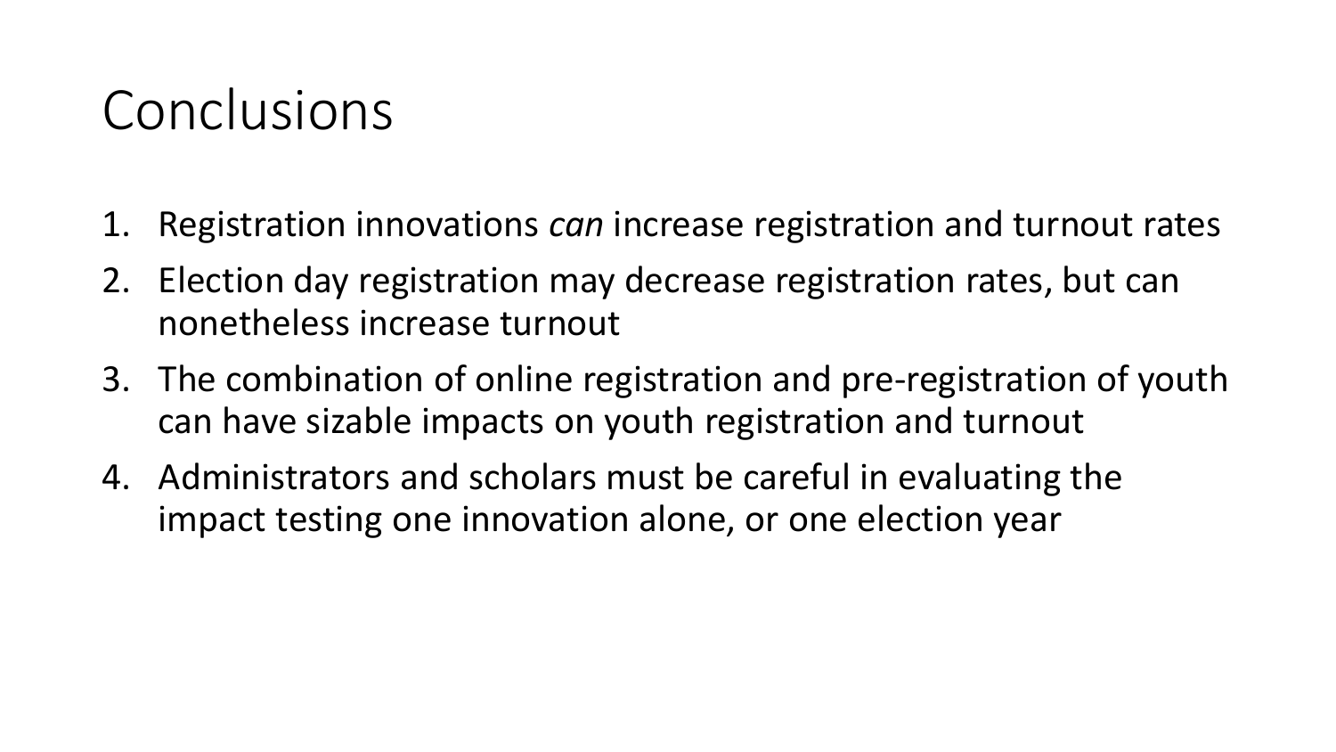# Conclusions

1. Registration innovations *can* increase registration and turnout rates
2. Election day registration may decrease registration rates, but can nonetheless increase turnout
3. The combination of online registration and pre-registration of youth can have sizable impacts on youth registration and turnout
4. Administrators and scholars must be careful in evaluating the impact testing one innovation alone, or one election year